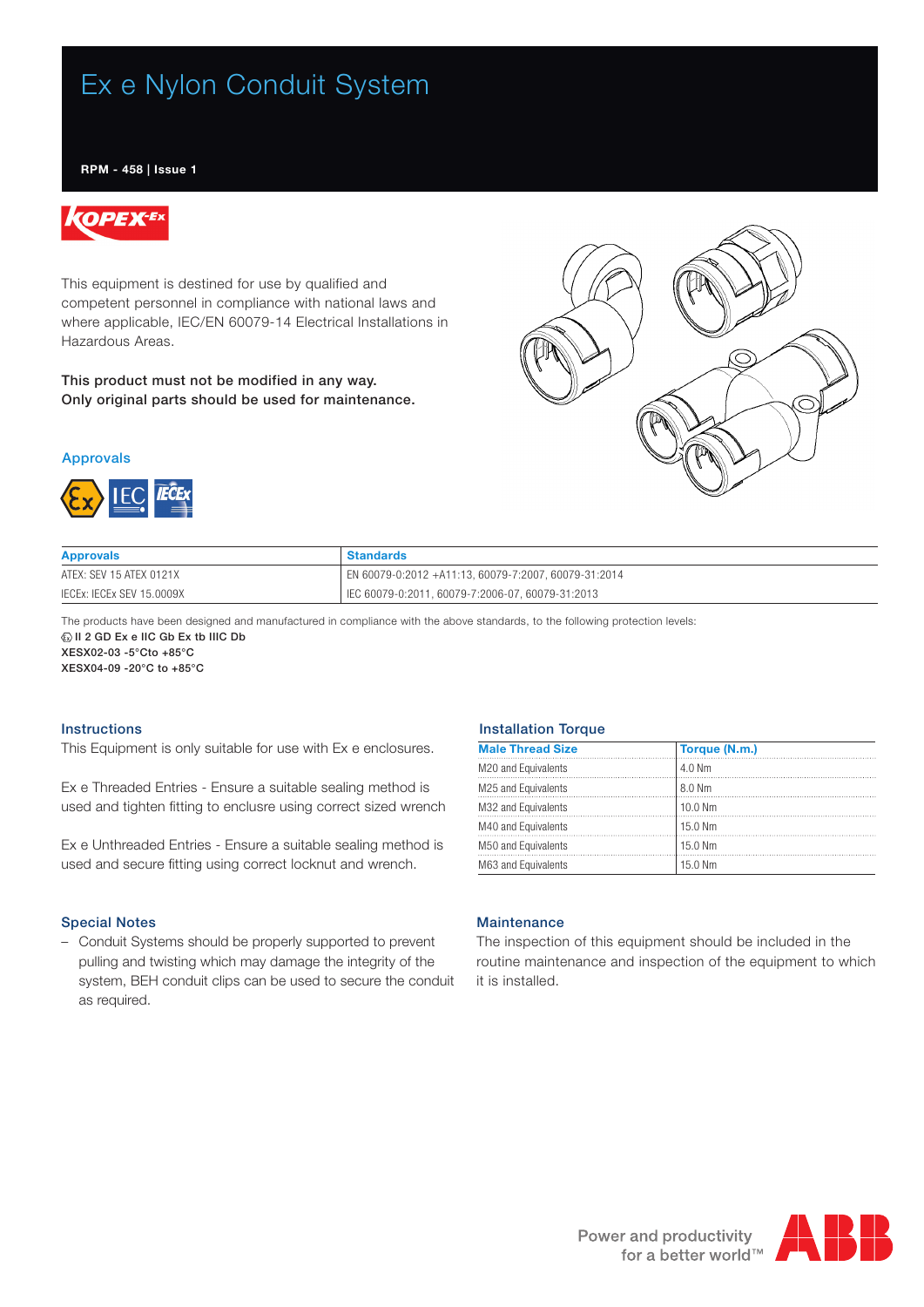# Ex e Nylon Conduit System

**RPM - 458 | Issue 1**

This equipment is destined for use by qualified and competent personnel in compliance with national laws and where applicable, IEC/EN 60079-14 Electrical Installations in Hazardous Areas.

**This product must not be modified in any way.**
**Only original parts should be used for maintenance.**

## Approvals

| Approvals | Standards |
|---|---|
| ATEX: SEV 15 ATEX 0121X | EN 60079-0:2012 +A11:13, 60079-7:2007, 60079-31:2014 |
| IECEx: IECEx SEV 15.0009X | IEC 60079-0:2011, 60079-7:2006-07, 60079-31:2013 |

The products have been designed and manufactured in compliance with the above standards, to the following protection levels:

**Ex II 2 GD Ex e IIC Gb Ex tb IIIC Db**
**XESX02-03 -5°Cto +85°C**
**XESX04-09 -20°C to +85°C**

## Instructions

This Equipment is only suitable for use with Ex e enclosures.

Ex e Threaded Entries - Ensure a suitable sealing method is used and tighten fitting to enclusre using correct sized wrench

Ex e Unthreaded Entries - Ensure a suitable sealing method is used and secure fitting using correct locknut and wrench.

## Installation Torque

| Male Thread Size | Torque (N.m.) |
|---|---|
| M20 and Equivalents | 4.0 Nm |
| M25 and Equivalents | 8.0 Nm |
| M32 and Equivalents | 10.0 Nm |
| M40 and Equivalents | 15.0 Nm |
| M50 and Equivalents | 15.0 Nm |
| M63 and Equivalents | 15.0 Nm |

## Special Notes

- Conduit Systems should be properly supported to prevent pulling and twisting which may damage the integrity of the system, BEH conduit clips can be used to secure the conduit as required.

## Maintenance

The inspection of this equipment should be included in the routine maintenance and inspection of the equipment to which it is installed.

Power and productivity for a better world™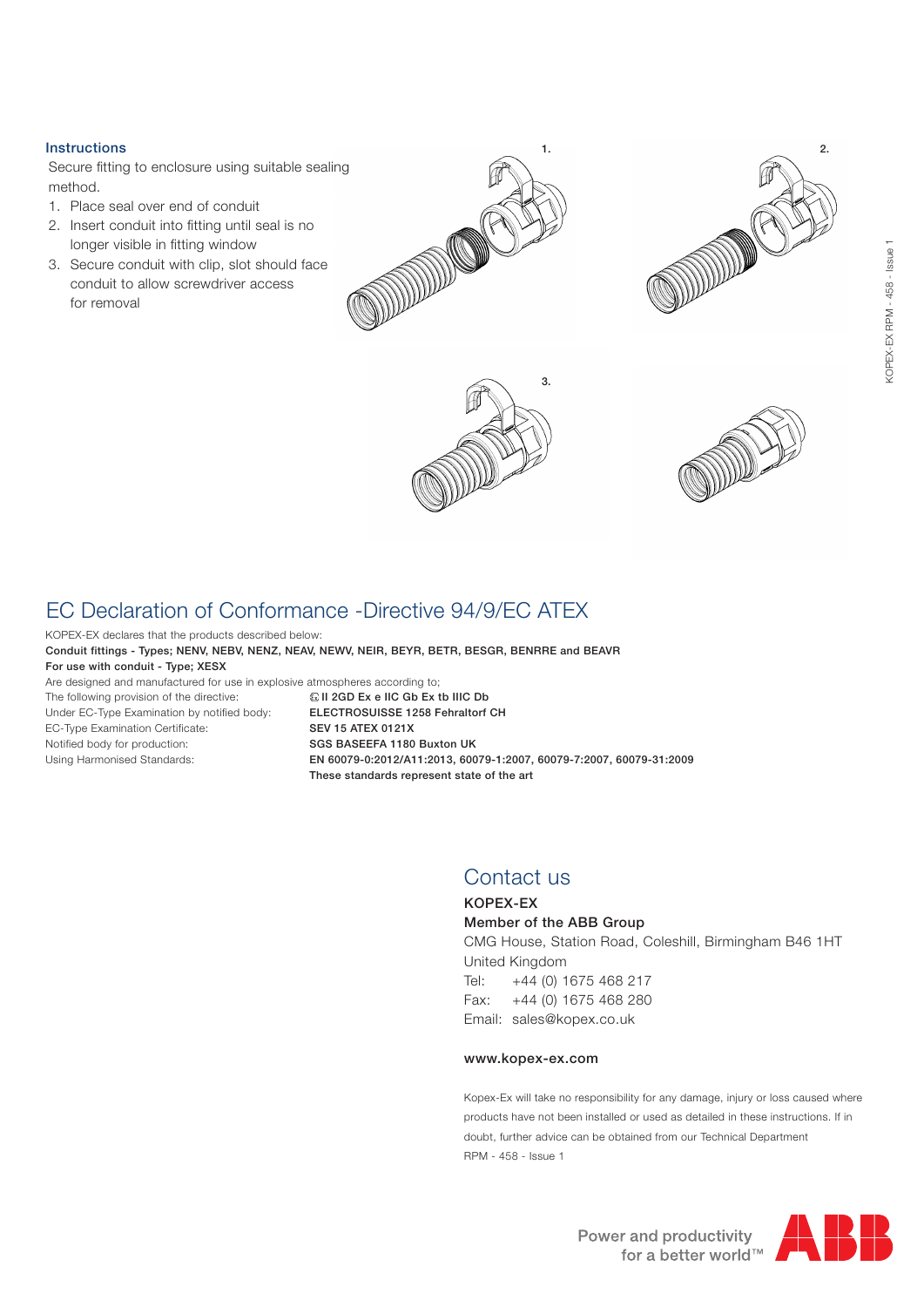## Instructions

Secure fitting to enclosure using suitable sealing method.

1. Place seal over end of conduit
2. Insert conduit into fitting until seal is no longer visible in fitting window
3. Secure conduit with clip, slot should face conduit to allow screwdriver access for removal

1.

2.

3.

# EC Declaration of Conformance -Directive 94/9/EC ATEX

KOPEX-EX declares that the products described below:

**Conduit fittings - Types; NENV, NEBV, NENZ, NEAV, NEWV, NEIR, BEYR, BETR, BESGR, BENRRE and BEAVR**

**For use with conduit - Type; XESX**

Are designed and manufactured for use in explosive atmospheres according to;

| | |
|---|---|
| The following provision of the directive: | **Ex II 2GD Ex e IIC Gb Ex tb IIIC Db** |
| Under EC-Type Examination by notified body: | **ELECTROSUISSE 1258 Fehraltorf CH** |
| EC-Type Examination Certificate: | **SEV 15 ATEX 0121X** |
| Notified body for production: | **SGS BASEEFA 1180 Buxton UK** |
| Using Harmonised Standards: | **EN 60079-0:2012/A11:2013, 60079-1:2007, 60079-7:2007, 60079-31:2009** |
| | **These standards represent state of the art** |

## Contact us

**KOPEX-EX**

**Member of the ABB Group**

CMG House, Station Road, Coleshill, Birmingham B46 1HT
United Kingdom
Tel: +44 (0) 1675 468 217
Fax: +44 (0) 1675 468 280
Email: sales@kopex.co.uk

**www.kopex-ex.com**

Kopex-Ex will take no responsibility for any damage, injury or loss caused where products have not been installed or used as detailed in these instructions. If in doubt, further advice can be obtained from our Technical Department
RPM - 458 - Issue 1

Power and productivity for a better world™